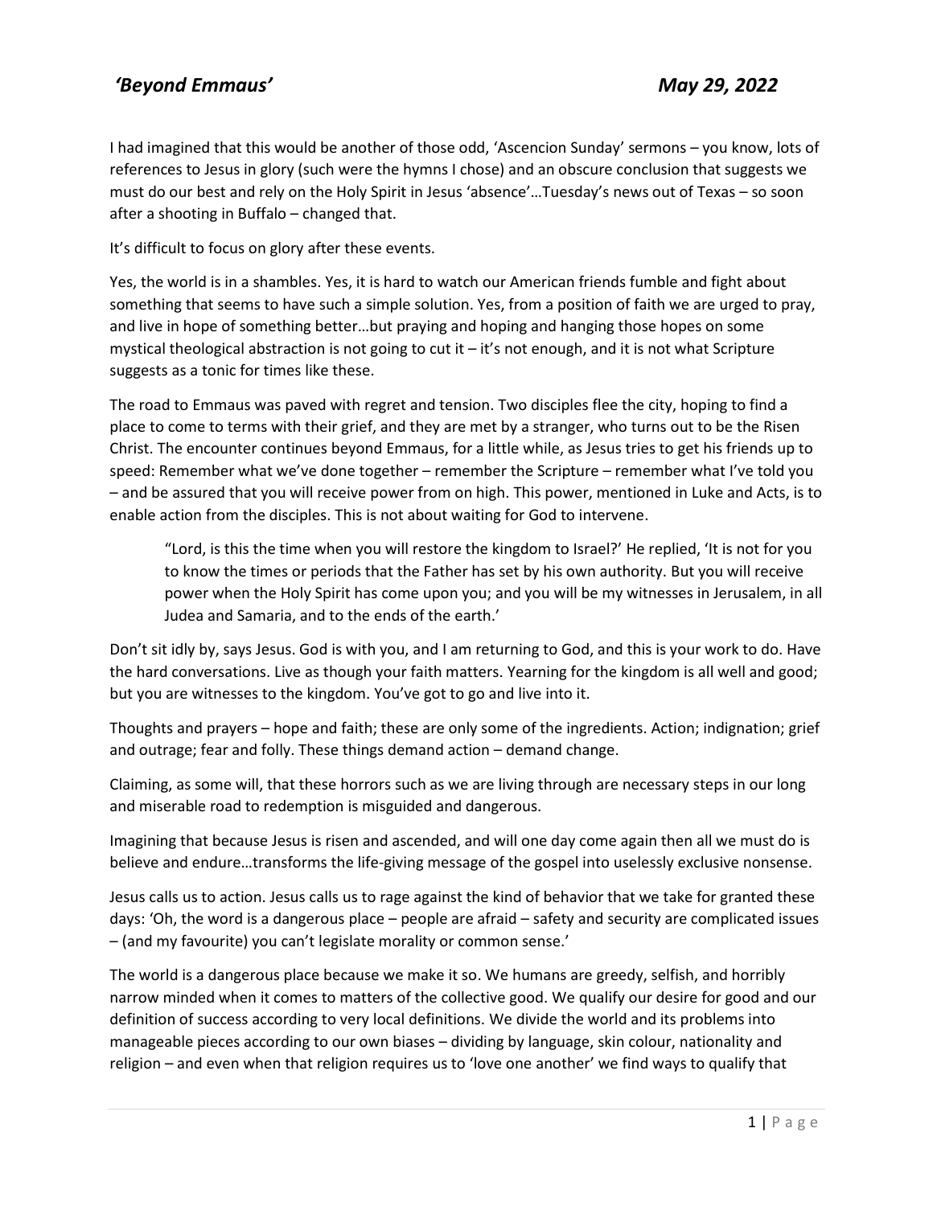# *'Beyond Emmaus'* *May 29, 2022*

I had imagined that this would be another of those odd, 'Ascencion Sunday' sermons – you know, lots of references to Jesus in glory (such were the hymns I chose) and an obscure conclusion that suggests we must do our best and rely on the Holy Spirit in Jesus 'absence'…Tuesday's news out of Texas – so soon after a shooting in Buffalo – changed that.

It's difficult to focus on glory after these events.

Yes, the world is in a shambles. Yes, it is hard to watch our American friends fumble and fight about something that seems to have such a simple solution. Yes, from a position of faith we are urged to pray, and live in hope of something better…but praying and hoping and hanging those hopes on some mystical theological abstraction is not going to cut it – it's not enough, and it is not what Scripture suggests as a tonic for times like these.

The road to Emmaus was paved with regret and tension. Two disciples flee the city, hoping to find a place to come to terms with their grief, and they are met by a stranger, who turns out to be the Risen Christ. The encounter continues beyond Emmaus, for a little while, as Jesus tries to get his friends up to speed: Remember what we've done together – remember the Scripture – remember what I've told you – and be assured that you will receive power from on high. This power, mentioned in Luke and Acts, is to enable action from the disciples. This is not about waiting for God to intervene.

> "Lord, is this the time when you will restore the kingdom to Israel?' He replied, 'It is not for you to know the times or periods that the Father has set by his own authority. But you will receive power when the Holy Spirit has come upon you; and you will be my witnesses in Jerusalem, in all Judea and Samaria, and to the ends of the earth.'

Don't sit idly by, says Jesus. God is with you, and I am returning to God, and this is your work to do. Have the hard conversations. Live as though your faith matters. Yearning for the kingdom is all well and good; but you are witnesses to the kingdom. You've got to go and live into it.

Thoughts and prayers – hope and faith; these are only some of the ingredients. Action; indignation; grief and outrage; fear and folly. These things demand action – demand change.

Claiming, as some will, that these horrors such as we are living through are necessary steps in our long and miserable road to redemption is misguided and dangerous.

Imagining that because Jesus is risen and ascended, and will one day come again then all we must do is believe and endure…transforms the life-giving message of the gospel into uselessly exclusive nonsense.

Jesus calls us to action. Jesus calls us to rage against the kind of behavior that we take for granted these days: 'Oh, the word is a dangerous place – people are afraid – safety and security are complicated issues – (and my favourite) you can't legislate morality or common sense.'

The world is a dangerous place because we make it so. We humans are greedy, selfish, and horribly narrow minded when it comes to matters of the collective good. We qualify our desire for good and our definition of success according to very local definitions. We divide the world and its problems into manageable pieces according to our own biases – dividing by language, skin colour, nationality and religion – and even when that religion requires us to 'love one another' we find ways to qualify that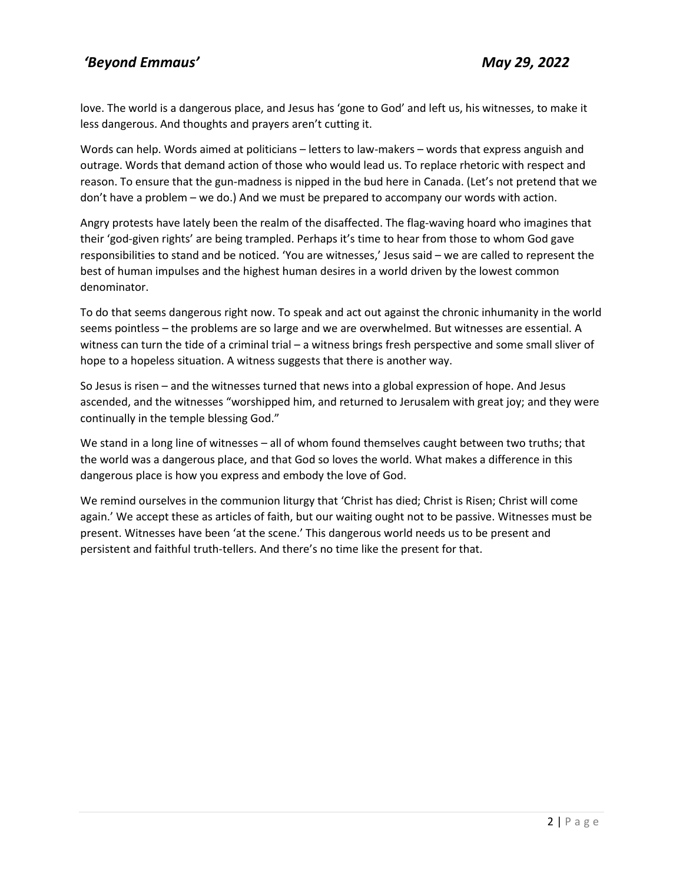love. The world is a dangerous place, and Jesus has 'gone to God' and left us, his witnesses, to make it less dangerous. And thoughts and prayers aren't cutting it.

Words can help. Words aimed at politicians – letters to law-makers – words that express anguish and outrage. Words that demand action of those who would lead us. To replace rhetoric with respect and reason. To ensure that the gun-madness is nipped in the bud here in Canada. (Let's not pretend that we don't have a problem – we do.) And we must be prepared to accompany our words with action.

Angry protests have lately been the realm of the disaffected. The flag-waving hoard who imagines that their 'god-given rights' are being trampled. Perhaps it's time to hear from those to whom God gave responsibilities to stand and be noticed. 'You are witnesses,' Jesus said – we are called to represent the best of human impulses and the highest human desires in a world driven by the lowest common denominator.

To do that seems dangerous right now. To speak and act out against the chronic inhumanity in the world seems pointless – the problems are so large and we are overwhelmed. But witnesses are essential. A witness can turn the tide of a criminal trial – a witness brings fresh perspective and some small sliver of hope to a hopeless situation. A witness suggests that there is another way.

So Jesus is risen – and the witnesses turned that news into a global expression of hope. And Jesus ascended, and the witnesses "worshipped him, and returned to Jerusalem with great joy; and they were continually in the temple blessing God."

We stand in a long line of witnesses – all of whom found themselves caught between two truths; that the world was a dangerous place, and that God so loves the world. What makes a difference in this dangerous place is how you express and embody the love of God.

We remind ourselves in the communion liturgy that 'Christ has died; Christ is Risen; Christ will come again.' We accept these as articles of faith, but our waiting ought not to be passive. Witnesses must be present. Witnesses have been 'at the scene.' This dangerous world needs us to be present and persistent and faithful truth-tellers. And there's no time like the present for that.